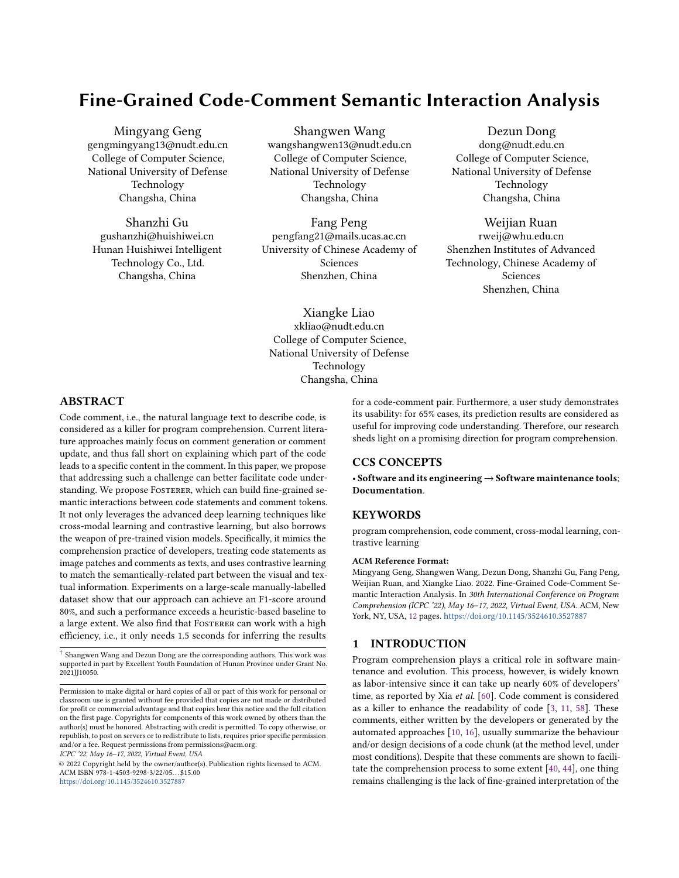# Fine-Grained Code-Comment Semantic Interaction Analysis

Mingyang Geng
gengmingyang13@nudt.edu.cn
College of Computer Science, National University of Defense Technology
Changsha, China

Shangwen Wang
wangshangwen13@nudt.edu.cn
College of Computer Science, National University of Defense Technology
Changsha, China

Dezun Dong
dong@nudt.edu.cn
College of Computer Science, National University of Defense Technology
Changsha, China

Shanzhi Gu
gushanzhi@huishiwei.cn
Hunan Huishiwei Intelligent Technology Co., Ltd.
Changsha, China

Fang Peng
pengfang21@mails.ucas.ac.cn
University of Chinese Academy of Sciences
Shenzhen, China

Weijian Ruan
rweij@whu.edu.cn
Shenzhen Institutes of Advanced Technology, Chinese Academy of Sciences
Shenzhen, China

Xiangke Liao
xkliao@nudt.edu.cn
College of Computer Science, National University of Defense Technology
Changsha, China

## ABSTRACT

Code comment, i.e., the natural language text to describe code, is considered as a killer for program comprehension. Current literature approaches mainly focus on comment generation or comment update, and thus fall short on explaining which part of the code leads to a specific content in the comment. In this paper, we propose that addressing such a challenge can better facilitate code understanding. We propose Fosterer, which can build fine-grained semantic interactions between code statements and comment tokens. It not only leverages the advanced deep learning techniques like cross-modal learning and contrastive learning, but also borrows the weapon of pre-trained vision models. Specifically, it mimics the comprehension practice of developers, treating code statements as image patches and comments as texts, and uses contrastive learning to match the semantically-related part between the visual and textual information. Experiments on a large-scale manually-labelled dataset show that our approach can achieve an F1-score around 80%, and such a performance exceeds a heuristic-based baseline to a large extent. We also find that Fosterer can work with a high efficiency, i.e., it only needs 1.5 seconds for inferring the results for a code-comment pair. Furthermore, a user study demonstrates its usability: for 65% cases, its prediction results are considered as useful for improving code understanding. Therefore, our research sheds light on a promising direction for program comprehension.

† Shangwen Wang and Dezun Dong are the corresponding authors. This work was supported in part by Excellent Youth Foundation of Hunan Province under Grant No. 2021JJ10050.

Permission to make digital or hard copies of all or part of this work for personal or classroom use is granted without fee provided that copies are not made or distributed for profit or commercial advantage and that copies bear this notice and the full citation on the first page. Copyrights for components of this work owned by others than the author(s) must be honored. Abstracting with credit is permitted. To copy otherwise, or republish, to post on servers or to redistribute to lists, requires prior specific permission and/or a fee. Request permissions from permissions@acm.org.
*ICPC '22, May 16–17, 2022, Virtual Event, USA*
© 2022 Copyright held by the owner/author(s). Publication rights licensed to ACM.
ACM ISBN 978-1-4503-9298-3/22/05…$15.00
https://doi.org/10.1145/3524610.3527887

## CCS CONCEPTS

• **Software and its engineering** → **Software maintenance tools**; **Documentation**.

## KEYWORDS

program comprehension, code comment, cross-modal learning, contrastive learning

**ACM Reference Format:**
Mingyang Geng, Shangwen Wang, Dezun Dong, Shanzhi Gu, Fang Peng, Weijian Ruan, and Xiangke Liao. 2022. Fine-Grained Code-Comment Semantic Interaction Analysis. In *30th International Conference on Program Comprehension (ICPC '22), May 16–17, 2022, Virtual Event, USA.* ACM, New York, NY, USA, 12 pages. https://doi.org/10.1145/3524610.3527887

## 1 INTRODUCTION

Program comprehension plays a critical role in software maintenance and evolution. This process, however, is widely known as labor-intensive since it can take up nearly 60% of developers' time, as reported by Xia *et al.* [60]. Code comment is considered as a killer to enhance the readability of code [3, 11, 58]. These comments, either written by the developers or generated by the automated approaches [10, 16], usually summarize the behaviour and/or design decisions of a code chunk (at the method level, under most conditions). Despite that these comments are shown to facilitate the comprehension process to some extent [40, 44], one thing remains challenging is the lack of fine-grained interpretation of the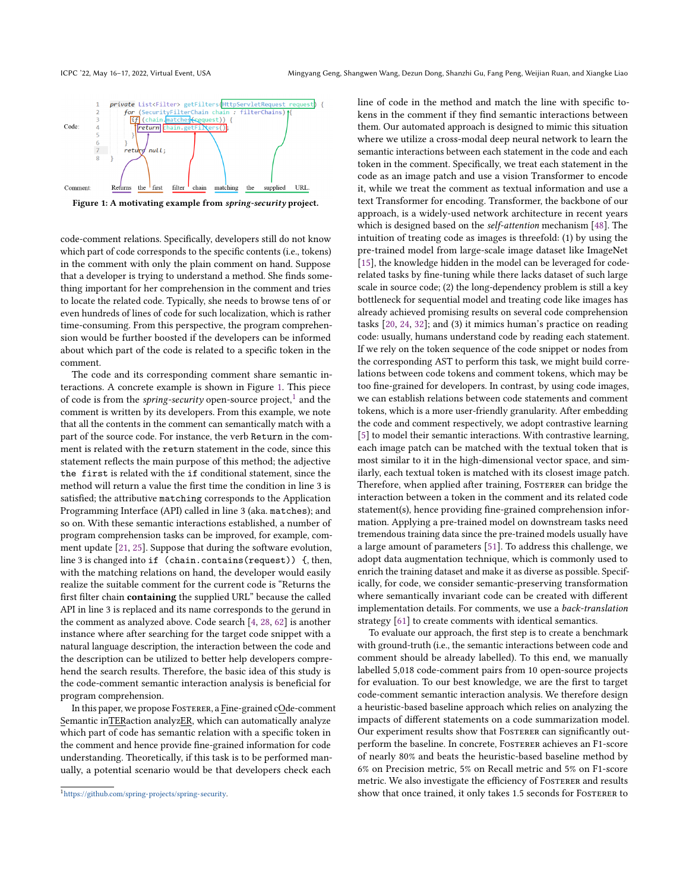```
1  private List<Filter> getFilters(HttpServletRequest request) {
2      for (SecurityFilterChain chain : filterChains) {
3          if (chain.matches(request)) {
4              return chain.getFilters();
5          }
6      }
7      return null;
8  }
```

Comment: Returns the first filter chain matching the supplied URL.

**Figure 1: A motivating example from *spring-security* project.**

code-comment relations. Specifically, developers still do not know which part of code corresponds to the specific contents (i.e., tokens) in the comment with only the plain comment on hand. Suppose that a developer is trying to understand a method. She finds something important for her comprehension in the comment and tries to locate the related code. Typically, she needs to browse tens of or even hundreds of lines of code for such localization, which is rather time-consuming. From this perspective, the program comprehension would be further boosted if the developers can be informed about which part of the code is related to a specific token in the comment.

The code and its corresponding comment share semantic interactions. A concrete example is shown in Figure 1. This piece of code is from the *spring-security* open-source project,[1] and the comment is written by its developers. From this example, we note that all the contents in the comment can semantically match with a part of the source code. For instance, the verb `Return` in the comment is related with the `return` statement in the code, since this statement reflects the main purpose of this method; the adjective `the first` is related with the `if` conditional statement, since the method will return a value the first time the condition in line 3 is satisfied; the attributive `matching` corresponds to the Application Programming Interface (API) called in line 3 (aka. `matches`); and so on. With these semantic interactions established, a number of program comprehension tasks can be improved, for example, comment update [21, 25]. Suppose that during the software evolution, line 3 is changed into `if (chain.contains(request)) {`, then, with the matching relations on hand, the developer would easily realize the suitable comment for the current code is "Returns the first filter chain **containing** the supplied URL" because the called API in line 3 is replaced and its name corresponds to the gerund in the comment as analyzed above. Code search [4, 28, 62] is another instance where after searching for the target code snippet with a natural language description, the interaction between the code and the description can be utilized to better help developers comprehend the search results. Therefore, the basic idea of this study is the code-comment semantic interaction analysis is beneficial for program comprehension.

In this paper, we propose Fosterer, a Fine-grained cOde-comment Semantic inTERaction analyzER, which can automatically analyze which part of code has semantic relation with a specific token in the comment and hence provide fine-grained information for code understanding. Theoretically, if this task is to be performed manually, a potential scenario would be that developers check each line of code in the method and match the line with specific tokens in the comment if they find semantic interactions between them. Our automated approach is designed to mimic this situation where we utilize a cross-modal deep neural network to learn the semantic interactions between each statement in the code and each token in the comment. Specifically, we treat each statement in the code as an image patch and use a vision Transformer to encode it, while we treat the comment as textual information and use a text Transformer for encoding. Transformer, the backbone of our approach, is a widely-used network architecture in recent years which is designed based on the *self-attention* mechanism [48]. The intuition of treating code as images is threefold: (1) by using the pre-trained model from large-scale image dataset like ImageNet [15], the knowledge hidden in the model can be leveraged for code-related tasks by fine-tuning while there lacks dataset of such large scale in source code; (2) the long-dependency problem is still a key bottleneck for sequential model and treating code like images has already achieved promising results on several code comprehension tasks [20, 24, 32]; and (3) it mimics human's practice on reading code: usually, humans understand code by reading each statement. If we rely on the token sequence of the code snippet or nodes from the corresponding AST to perform this task, we might build correlations between code tokens and comment tokens, which may be too fine-grained for developers. In contrast, by using code images, we can establish relations between code statements and comment tokens, which is a more user-friendly granularity. After embedding the code and comment respectively, we adopt contrastive learning [5] to model their semantic interactions. With contrastive learning, each image patch can be matched with the textual token that is most similar to it in the high-dimensional vector space, and similarly, each textual token is matched with its closest image patch. Therefore, when applied after training, Fosterer can bridge the interaction between a token in the comment and its related code statement(s), hence providing fine-grained comprehension information. Applying a pre-trained model on downstream tasks need tremendous training data since the pre-trained models usually have a large amount of parameters [51]. To address this challenge, we adopt data augmentation technique, which is commonly used to enrich the training dataset and make it as diverse as possible. Specifically, for code, we consider semantic-preserving transformation where semantically invariant code can be created with different implementation details. For comments, we use a *back-translation* strategy [61] to create comments with identical semantics.

To evaluate our approach, the first step is to create a benchmark with ground-truth (i.e., the semantic interactions between code and comment should be already labelled). To this end, we manually labelled 5,018 code-comment pairs from 10 open-source projects for evaluation. To our best knowledge, we are the first to target code-comment semantic interaction analysis. We therefore design a heuristic-based baseline approach which relies on analyzing the impacts of different statements on a code summarization model. Our experiment results show that Fosterer can significantly outperform the baseline. In concrete, Fosterer achieves an F1-score of nearly 80% and beats the heuristic-based baseline method by 6% on Precision metric, 5% on Recall metric and 5% on F1-score metric. We also investigate the efficiency of Fosterer and results show that once trained, it only takes 1.5 seconds for Fosterer to

[1] https://github.com/spring-projects/spring-security.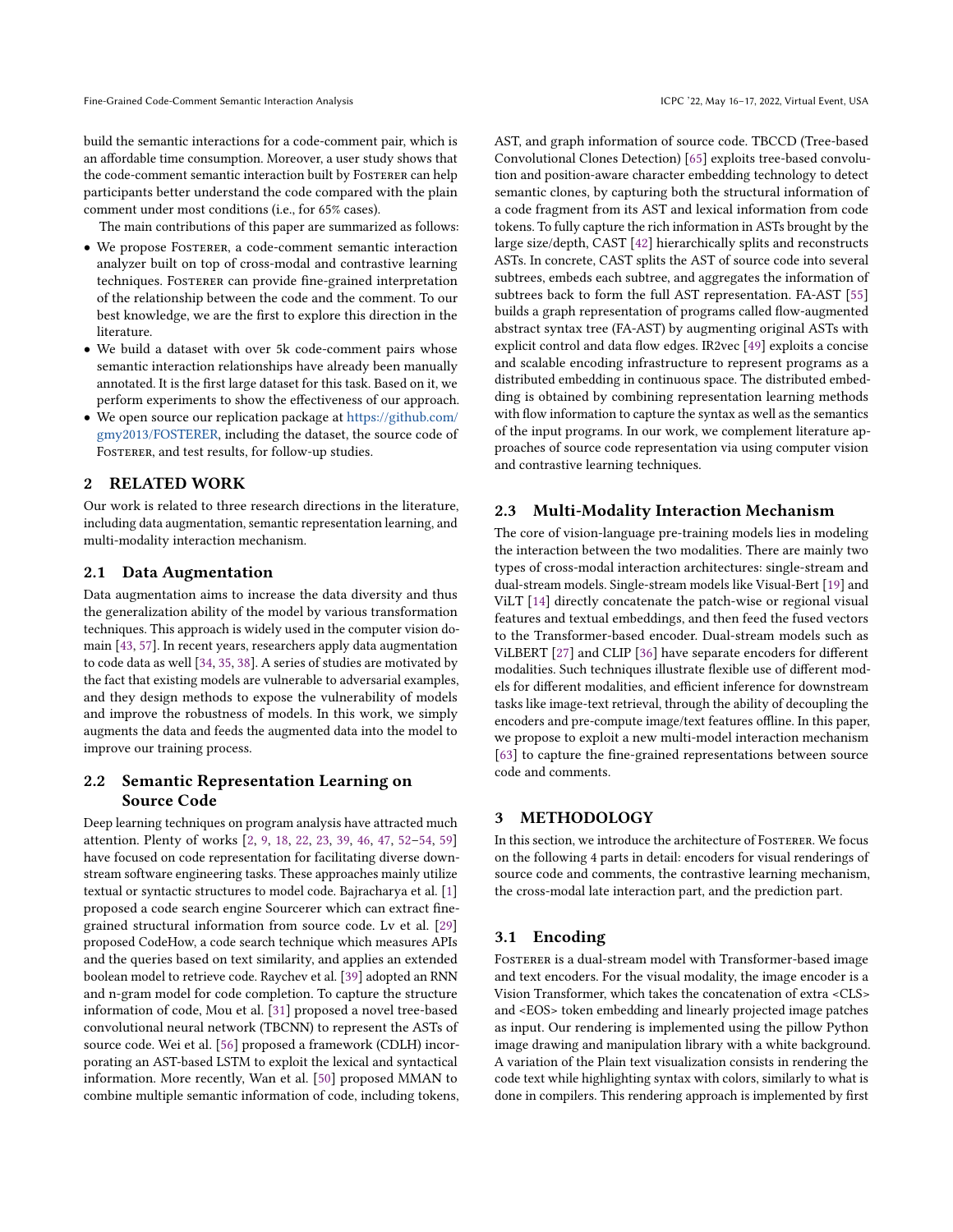build the semantic interactions for a code-comment pair, which is an affordable time consumption. Moreover, a user study shows that the code-comment semantic interaction built by Fosterer can help participants better understand the code compared with the plain comment under most conditions (i.e., for 65% cases).

The main contributions of this paper are summarized as follows:

- We propose Fosterer, a code-comment semantic interaction analyzer built on top of cross-modal and contrastive learning techniques. Fosterer can provide fine-grained interpretation of the relationship between the code and the comment. To our best knowledge, we are the first to explore this direction in the literature.
- We build a dataset with over 5k code-comment pairs whose semantic interaction relationships have already been manually annotated. It is the first large dataset for this task. Based on it, we perform experiments to show the effectiveness of our approach.
- We open source our replication package at https://github.com/gmy2013/FOSTERER, including the dataset, the source code of Fosterer, and test results, for follow-up studies.

## 2 RELATED WORK

Our work is related to three research directions in the literature, including data augmentation, semantic representation learning, and multi-modality interaction mechanism.

### 2.1 Data Augmentation

Data augmentation aims to increase the data diversity and thus the generalization ability of the model by various transformation techniques. This approach is widely used in the computer vision domain [43, 57]. In recent years, researchers apply data augmentation to code data as well [34, 35, 38]. A series of studies are motivated by the fact that existing models are vulnerable to adversarial examples, and they design methods to expose the vulnerability of models and improve the robustness of models. In this work, we simply augments the data and feeds the augmented data into the model to improve our training process.

### 2.2 Semantic Representation Learning on Source Code

Deep learning techniques on program analysis have attracted much attention. Plenty of works [2, 9, 18, 22, 23, 39, 46, 47, 52–54, 59] have focused on code representation for facilitating diverse downstream software engineering tasks. These approaches mainly utilize textual or syntactic structures to model code. Bajracharya et al. [1] proposed a code search engine Sourcerer which can extract fine-grained structural information from source code. Lv et al. [29] proposed CodeHow, a code search technique which measures APIs and the queries based on text similarity, and applies an extended boolean model to retrieve code. Raychev et al. [39] adopted an RNN and n-gram model for code completion. To capture the structure information of code, Mou et al. [31] proposed a novel tree-based convolutional neural network (TBCNN) to represent the ASTs of source code. Wei et al. [56] proposed a framework (CDLH) incorporating an AST-based LSTM to exploit the lexical and syntactical information. More recently, Wan et al. [50] proposed MMAN to combine multiple semantic information of code, including tokens, AST, and graph information of source code. TBCCD (Tree-based Convolutional Clones Detection) [65] exploits tree-based convolution and position-aware character embedding technology to detect semantic clones, by capturing both the structural information of a code fragment from its AST and lexical information from code tokens. To fully capture the rich information in ASTs brought by the large size/depth, CAST [42] hierarchically splits and reconstructs ASTs. In concrete, CAST splits the AST of source code into several subtrees, embeds each subtree, and aggregates the information of subtrees back to form the full AST representation. FA-AST [55] builds a graph representation of programs called flow-augmented abstract syntax tree (FA-AST) by augmenting original ASTs with explicit control and data flow edges. IR2vec [49] exploits a concise and scalable encoding infrastructure to represent programs as a distributed embedding in continuous space. The distributed embedding is obtained by combining representation learning methods with flow information to capture the syntax as well as the semantics of the input programs. In our work, we complement literature approaches of source code representation via using computer vision and contrastive learning techniques.

### 2.3 Multi-Modality Interaction Mechanism

The core of vision-language pre-training models lies in modeling the interaction between the two modalities. There are mainly two types of cross-modal interaction architectures: single-stream and dual-stream models. Single-stream models like Visual-Bert [19] and ViLT [14] directly concatenate the patch-wise or regional visual features and textual embeddings, and then feed the fused vectors to the Transformer-based encoder. Dual-stream models such as ViLBERT [27] and CLIP [36] have separate encoders for different modalities. Such techniques illustrate flexible use of different models for different modalities, and efficient inference for downstream tasks like image-text retrieval, through the ability of decoupling the encoders and pre-compute image/text features offline. In this paper, we propose to exploit a new multi-model interaction mechanism [63] to capture the fine-grained representations between source code and comments.

## 3 METHODOLOGY

In this section, we introduce the architecture of Fosterer. We focus on the following 4 parts in detail: encoders for visual renderings of source code and comments, the contrastive learning mechanism, the cross-modal late interaction part, and the prediction part.

### 3.1 Encoding

Fosterer is a dual-stream model with Transformer-based image and text encoders. For the visual modality, the image encoder is a Vision Transformer, which takes the concatenation of extra <CLS> and <EOS> token embedding and linearly projected image patches as input. Our rendering is implemented using the pillow Python image drawing and manipulation library with a white background. A variation of the Plain text visualization consists in rendering the code text while highlighting syntax with colors, similarly to what is done in compilers. This rendering approach is implemented by first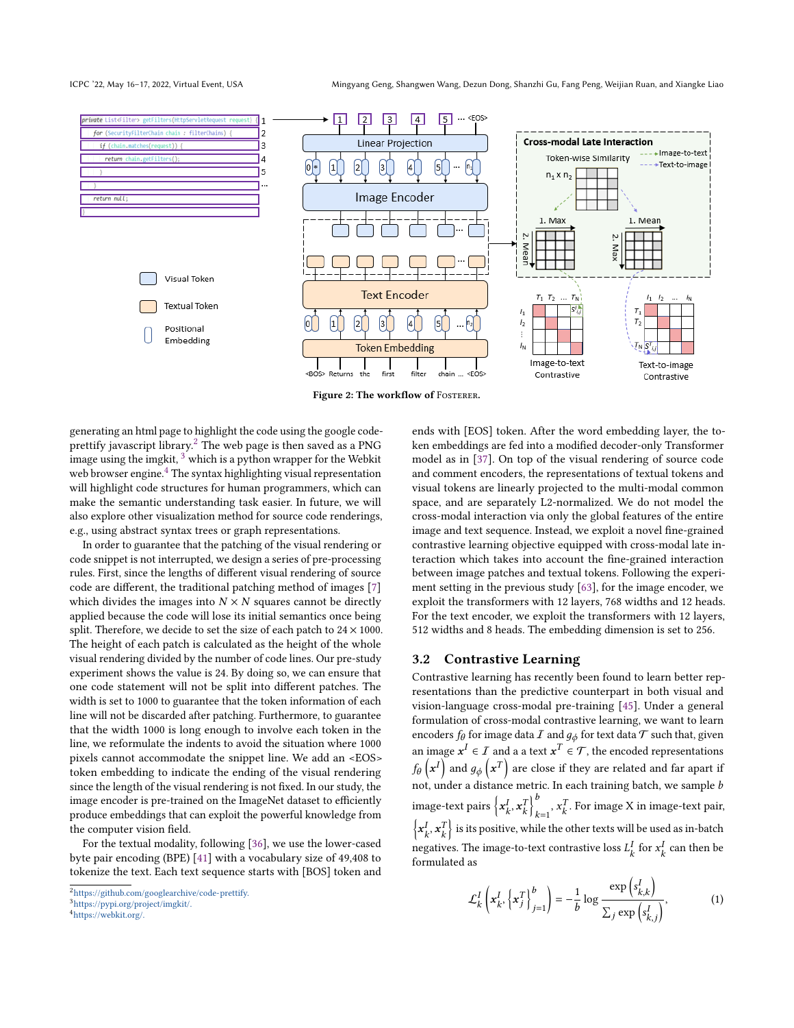Figure 2: The workflow of FOSTERER.

generating an html page to highlight the code using the google code-prettify javascript library.[2] The web page is then saved as a PNG image using the imgkit, [3] which is a python wrapper for the Webkit web browser engine.[4] The syntax highlighting visual representation will highlight code structures for human programmers, which can make the semantic understanding task easier. In future, we will also explore other visualization method for source code renderings, e.g., using abstract syntax trees or graph representations.

In order to guarantee that the patching of the visual rendering or code snippet is not interrupted, we design a series of pre-processing rules. First, since the lengths of different visual rendering of source code are different, the traditional patching method of images [7] which divides the images into $N \times N$ squares cannot be directly applied because the code will lose its initial semantics once being split. Therefore, we decide to set the size of each patch to $24 \times 1000$. The height of each patch is calculated as the height of the whole visual rendering divided by the number of code lines. Our pre-study experiment shows the value is 24. By doing so, we can ensure that one code statement will not be split into different patches. The width is set to 1000 to guarantee that the token information of each line will not be discarded after patching. Furthermore, to guarantee that the width 1000 is long enough to involve each token in the line, we reformulate the indents to avoid the situation where 1000 pixels cannot accommodate the snippet line. We add an <EOS> token embedding to indicate the ending of the visual rendering since the length of the visual rendering is not fixed. In our study, the image encoder is pre-trained on the ImageNet dataset to efficiently produce embeddings that can exploit the powerful knowledge from the computer vision field.

For the textual modality, following [36], we use the lower-cased byte pair encoding (BPE) [41] with a vocabulary size of 49,408 to tokenize the text. Each text sequence starts with [BOS] token and ends with [EOS] token. After the word embedding layer, the token embeddings are fed into a modified decoder-only Transformer model as in [37]. On top of the visual rendering of source code and comment encoders, the representations of textual tokens and visual tokens are linearly projected to the multi-modal common space, and are separately L2-normalized. We do not model the cross-modal interaction via only the global features of the entire image and text sequence. Instead, we exploit a novel fine-grained contrastive learning objective equipped with cross-modal late interaction which takes into account the fine-grained interaction between image patches and textual tokens. Following the experiment setting in the previous study [63], for the image encoder, we exploit the transformers with 12 layers, 768 widths and 12 heads. For the text encoder, we exploit the transformers with 12 layers, 512 widths and 8 heads. The embedding dimension is set to 256.

## 3.2 Contrastive Learning

Contrastive learning has recently been found to learn better representations than the predictive counterpart in both visual and vision-language cross-modal pre-training [45]. Under a general formulation of cross-modal contrastive learning, we want to learn encoders $f_\theta$ for image data $\mathcal{I}$ and $g_\phi$ for text data $\mathcal{T}$ such that, given an image $x^I \in \mathcal{I}$ and a a text $x^T \in \mathcal{T}$, the encoded representations $f_\theta\left(x^I\right)$ and $g_\phi\left(x^T\right)$ are close if they are related and far apart if not, under a distance metric. In each training batch, we sample $b$ image-text pairs $\left\{x_k^I, x_k^T\right\}_{k=1}^{b}$, $x_k^T$. For image X in image-text pair, $\left\{x_k^I, x_k^T\right\}$ is its positive, while the other texts will be used as in-batch negatives. The image-to-text contrastive loss $L_k^I$ for $x_k^I$ can then be formulated as

$$\mathcal{L}_k^I\left(x_k^I, \left\{x_j^T\right\}_{j=1}^{b}\right) = -\frac{1}{b}\log\frac{\exp\left(s_{k,k}^I\right)}{\sum_j \exp\left(s_{k,j}^I\right)}, \tag{1}$$

---

[2] https://github.com/googlearchive/code-prettify.
[3] https://pypi.org/project/imgkit/.
[4] https://webkit.org/.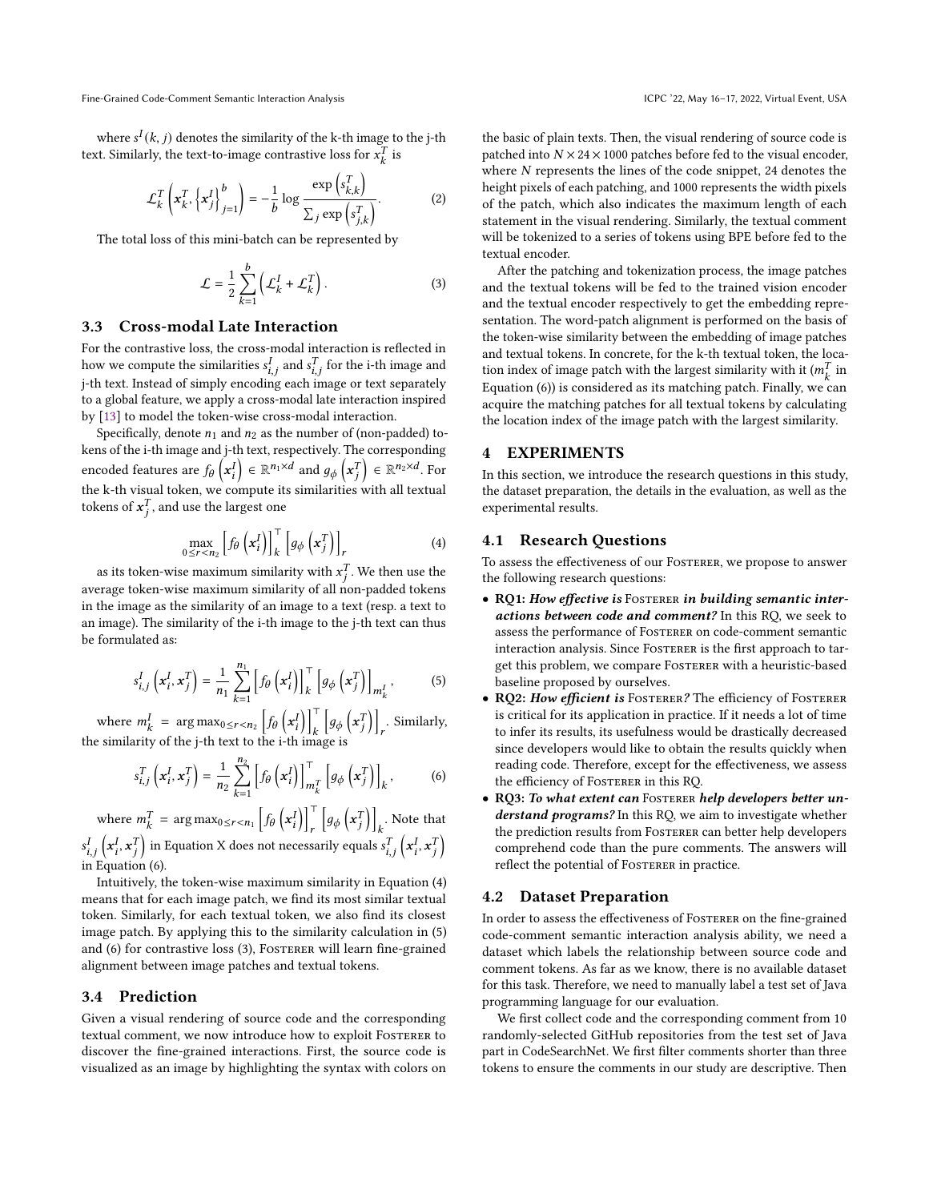where $s^I(k, j)$ denotes the similarity of the k-th image to the j-th text. Similarly, the text-to-image contrastive loss for $x_k^T$ is

$$\mathcal{L}_k^T\left(x_k^T, \left\{x_j^I\right\}_{j=1}^b\right) = -\frac{1}{b}\log\frac{\exp\left(s_{k,k}^T\right)}{\sum_j \exp\left(s_{j,k}^T\right)}. \tag{2}$$

The total loss of this mini-batch can be represented by

$$\mathcal{L} = \frac{1}{2}\sum_{k=1}^{b}\left(\mathcal{L}_k^I + \mathcal{L}_k^T\right). \tag{3}$$

### 3.3 Cross-modal Late Interaction

For the contrastive loss, the cross-modal interaction is reflected in how we compute the similarities $s_{i,j}^I$ and $s_{i,j}^T$ for the i-th image and j-th text. Instead of simply encoding each image or text separately to a global feature, we apply a cross-modal late interaction inspired by [13] to model the token-wise cross-modal interaction.

Specifically, denote $n_1$ and $n_2$ as the number of (non-padded) tokens of the i-th image and j-th text, respectively. The corresponding encoded features are $f_\theta\left(x_i^I\right) \in \mathbb{R}^{n_1 \times d}$ and $g_\phi\left(x_j^T\right) \in \mathbb{R}^{n_2 \times d}$. For the k-th visual token, we compute its similarities with all textual tokens of $x_j^T$, and use the largest one

$$\max_{0 \le r < n_2}\left[f_\theta\left(x_i^I\right)\right]_k^\top\left[g_\phi\left(x_j^T\right)\right]_r \tag{4}$$

as its token-wise maximum similarity with $x_j^T$. We then use the average token-wise maximum similarity of all non-padded tokens in the image as the similarity of an image to a text (resp. a text to an image). The similarity of the i-th image to the j-th text can thus be formulated as:

$$s_{i,j}^I\left(x_i^I, x_j^T\right) = \frac{1}{n_1}\sum_{k=1}^{n_1}\left[f_\theta\left(x_i^I\right)\right]_k^\top\left[g_\phi\left(x_j^T\right)\right]_{m_k^I}, \tag{5}$$

where $m_k^I = \arg\max_{0 \le r < n_2}\left[f_\theta\left(x_i^I\right)\right]_k^\top\left[g_\phi\left(x_j^T\right)\right]_r$. Similarly, the similarity of the j-th text to the i-th image is

$$s_{i,j}^T\left(x_i^I, x_j^T\right) = \frac{1}{n_2}\sum_{k=1}^{n_2}\left[f_\theta\left(x_i^I\right)\right]_{m_k^T}^\top\left[g_\phi\left(x_j^T\right)\right]_k, \tag{6}$$

where $m_k^T = \arg\max_{0 \le r < n_1}\left[f_\theta\left(x_i^I\right)\right]_r^\top\left[g_\phi\left(x_j^T\right)\right]_k$. Note that $s_{i,j}^I\left(x_i^I, x_j^T\right)$ in Equation X does not necessarily equals $s_{i,j}^T\left(x_i^I, x_j^T\right)$ in Equation (6).

Intuitively, the token-wise maximum similarity in Equation (4) means that for each image patch, we find its most similar textual token. Similarly, for each textual token, we also find its closest image patch. By applying this to the similarity calculation in (5) and (6) for contrastive loss (3), Fosterer will learn fine-grained alignment between image patches and textual tokens.

### 3.4 Prediction

Given a visual rendering of source code and the corresponding textual comment, we now introduce how to exploit Fosterer to discover the fine-grained interactions. First, the source code is visualized as an image by highlighting the syntax with colors on the basic of plain texts. Then, the visual rendering of source code is patched into $N \times 24 \times 1000$ patches before fed to the visual encoder, where $N$ represents the lines of the code snippet, 24 denotes the height pixels of each patching, and 1000 represents the width pixels of the patch, which also indicates the maximum length of each statement in the visual rendering. Similarly, the textual comment will be tokenized to a series of tokens using BPE before fed to the textual encoder.

After the patching and tokenization process, the image patches and the textual tokens will be fed to the trained vision encoder and the textual encoder respectively to get the embedding representation. The word-patch alignment is performed on the basis of the token-wise similarity between the embedding of image patches and textual tokens. In concrete, for the k-th textual token, the location index of image patch with the largest similarity with it ($m_k^T$ in Equation (6)) is considered as its matching patch. Finally, we can acquire the matching patches for all textual tokens by calculating the location index of the image patch with the largest similarity.

## 4 EXPERIMENTS

In this section, we introduce the research questions in this study, the dataset preparation, the details in the evaluation, as well as the experimental results.

### 4.1 Research Questions

To assess the effectiveness of our Fosterer, we propose to answer the following research questions:

- **RQ1:** ***How effective is* Fosterer *in building semantic interactions between code and comment?*** In this RQ, we seek to assess the performance of Fosterer on code-comment semantic interaction analysis. Since Fosterer is the first approach to target this problem, we compare Fosterer with a heuristic-based baseline proposed by ourselves.
- **RQ2:** ***How efficient is* Fosterer*?*** The efficiency of Fosterer is critical for its application in practice. If it needs a lot of time to infer its results, its usefulness would be drastically decreased since developers would like to obtain the results quickly when reading code. Therefore, except for the effectiveness, we assess the efficiency of Fosterer in this RQ.
- **RQ3:** ***To what extent can* Fosterer *help developers better understand programs?*** In this RQ, we aim to investigate whether the prediction results from Fosterer can better help developers comprehend code than the pure comments. The answers will reflect the potential of Fosterer in practice.

### 4.2 Dataset Preparation

In order to assess the effectiveness of Fosterer on the fine-grained code-comment semantic interaction analysis ability, we need a dataset which labels the relationship between source code and comment tokens. As far as we know, there is no available dataset for this task. Therefore, we need to manually label a test set of Java programming language for our evaluation.

We first collect code and the corresponding comment from 10 randomly-selected GitHub repositories from the test set of Java part in CodeSearchNet. We first filter comments shorter than three tokens to ensure the comments in our study are descriptive. Then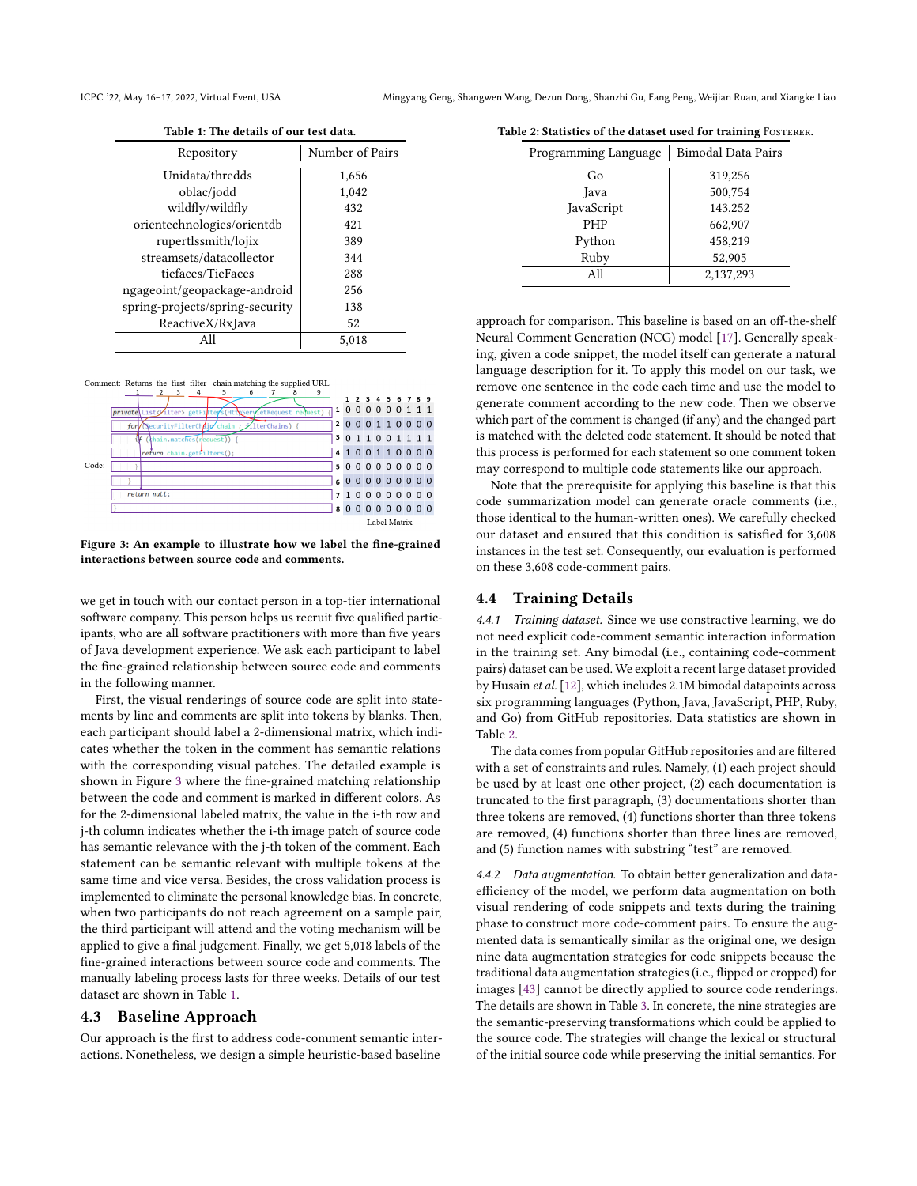Table 1: The details of our test data.

| Repository | Number of Pairs |
|---|---|
| Unidata/thredds | 1,656 |
| oblac/jodd | 1,042 |
| wildfly/wildfly | 432 |
| orientechnologies/orientdb | 421 |
| rupertlssmith/lojix | 389 |
| streamsets/datacollector | 344 |
| tiefaces/TieFaces | 288 |
| ngageoint/geopackage-android | 256 |
| spring-projects/spring-security | 138 |
| ReactiveX/RxJava | 52 |
| All | 5,018 |

Figure 3: An example to illustrate how we label the fine-grained interactions between source code and comments.

we get in touch with our contact person in a top-tier international software company. This person helps us recruit five qualified participants, who are all software practitioners with more than five years of Java development experience. We ask each participant to label the fine-grained relationship between source code and comments in the following manner.

First, the visual renderings of source code are split into statements by line and comments are split into tokens by blanks. Then, each participant should label a 2-dimensional matrix, which indicates whether the token in the comment has semantic relations with the corresponding visual patches. The detailed example is shown in Figure 3 where the fine-grained matching relationship between the code and comment is marked in different colors. As for the 2-dimensional labeled matrix, the value in the i-th row and j-th column indicates whether the i-th image patch of source code has semantic relevance with the j-th token of the comment. Each statement can be semantic relevant with multiple tokens at the same time and vice versa. Besides, the cross validation process is implemented to eliminate the personal knowledge bias. In concrete, when two participants do not reach agreement on a sample pair, the third participant will attend and the voting mechanism will be applied to give a final judgement. Finally, we get 5,018 labels of the fine-grained interactions between source code and comments. The manually labeling process lasts for three weeks. Details of our test dataset are shown in Table 1.

## 4.3 Baseline Approach

Our approach is the first to address code-comment semantic interactions. Nonetheless, we design a simple heuristic-based baseline approach for comparison. This baseline is based on an off-the-shelf Neural Comment Generation (NCG) model [17]. Generally speaking, given a code snippet, the model itself can generate a natural language description for it. To apply this model on our task, we remove one sentence in the code each time and use the model to generate comment according to the new code. Then we observe which part of the comment is changed (if any) and the changed part is matched with the deleted code statement. It should be noted that this process is performed for each statement so one comment token may correspond to multiple code statements like our approach.

Note that the prerequisite for applying this baseline is that this code summarization model can generate oracle comments (i.e., those identical to the human-written ones). We carefully checked our dataset and ensured that this condition is satisfied for 3,608 instances in the test set. Consequently, our evaluation is performed on these 3,608 code-comment pairs.

Table 2: Statistics of the dataset used for training Fosterer.

| Programming Language | Bimodal Data Pairs |
|---|---|
| Go | 319,256 |
| Java | 500,754 |
| JavaScript | 143,252 |
| PHP | 662,907 |
| Python | 458,219 |
| Ruby | 52,905 |
| All | 2,137,293 |

## 4.4 Training Details

*4.4.1 Training dataset.* Since we use constractive learning, we do not need explicit code-comment semantic interaction information in the training set. Any bimodal (i.e., containing code-comment pairs) dataset can be used. We exploit a recent large dataset provided by Husain *et al.* [12], which includes 2.1M bimodal datapoints across six programming languages (Python, Java, JavaScript, PHP, Ruby, and Go) from GitHub repositories. Data statistics are shown in Table 2.

The data comes from popular GitHub repositories and are filtered with a set of constraints and rules. Namely, (1) each project should be used by at least one other project, (2) each documentation is truncated to the first paragraph, (3) documentations shorter than three tokens are removed, (4) functions shorter than three tokens are removed, (4) functions shorter than three lines are removed, and (5) function names with substring "test" are removed.

*4.4.2 Data augmentation.* To obtain better generalization and data-efficiency of the model, we perform data augmentation on both visual rendering of code snippets and texts during the training phase to construct more code-comment pairs. To ensure the augmented data is semantically similar as the original one, we design nine data augmentation strategies for code snippets because the traditional data augmentation strategies (i.e., flipped or cropped) for images [43] cannot be directly applied to source code renderings. The details are shown in Table 3. In concrete, the nine strategies are the semantic-preserving transformations which could be applied to the source code. The strategies will change the lexical or structural of the initial source code while preserving the initial semantics. For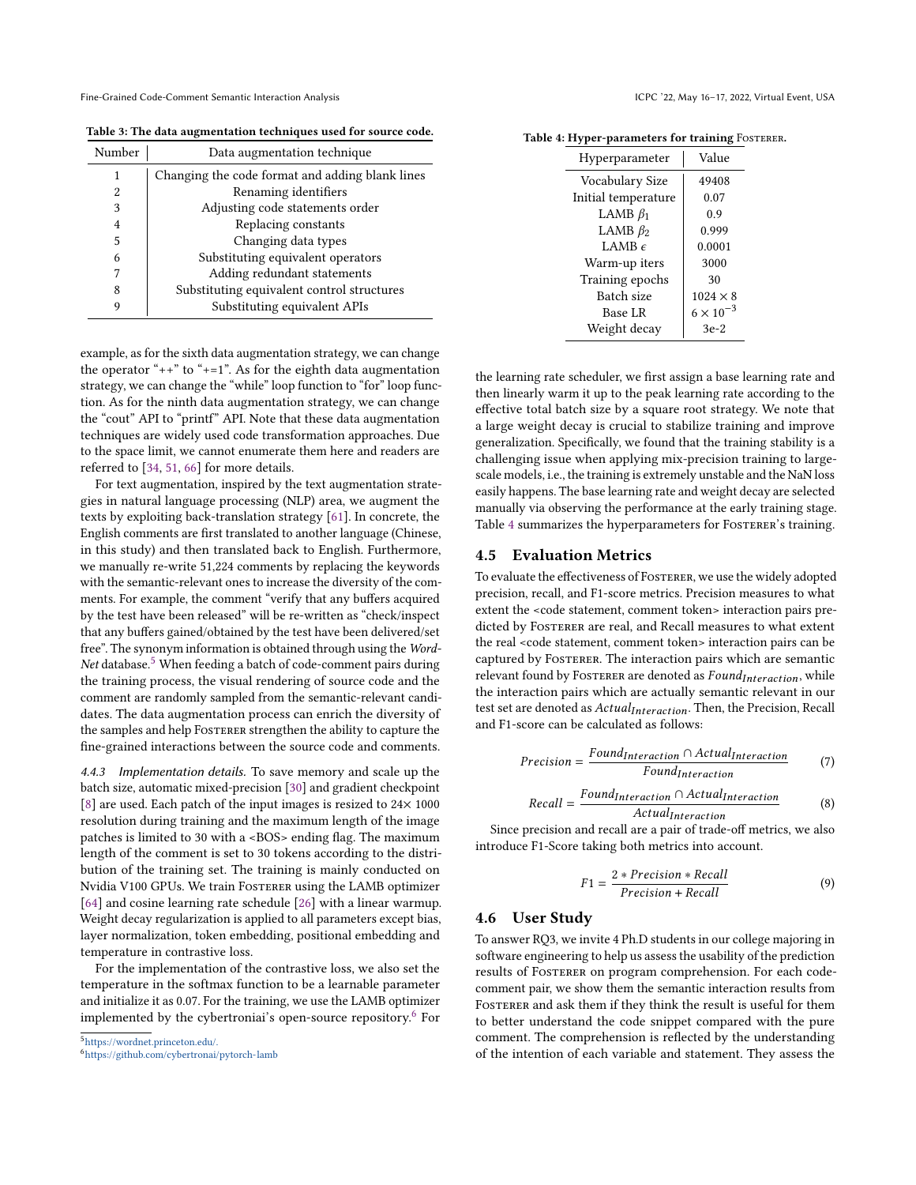Table 3: The data augmentation techniques used for source code.

| Number | Data augmentation technique |
|---|---|
| 1 | Changing the code format and adding blank lines |
| 2 | Renaming identifiers |
| 3 | Adjusting code statements order |
| 4 | Replacing constants |
| 5 | Changing data types |
| 6 | Substituting equivalent operators |
| 7 | Adding redundant statements |
| 8 | Substituting equivalent control structures |
| 9 | Substituting equivalent APIs |

example, as for the sixth data augmentation strategy, we can change the operator "++" to "+=1". As for the eighth data augmentation strategy, we can change the "while" loop function to "for" loop function. As for the ninth data augmentation strategy, we can change the "cout" API to "printf" API. Note that these data augmentation techniques are widely used code transformation approaches. Due to the space limit, we cannot enumerate them here and readers are referred to [34, 51, 66] for more details.

For text augmentation, inspired by the text augmentation strategies in natural language processing (NLP) area, we augment the texts by exploiting back-translation strategy [61]. In concrete, the English comments are first translated to another language (Chinese, in this study) and then translated back to English. Furthermore, we manually re-write 51,224 comments by replacing the keywords with the semantic-relevant ones to increase the diversity of the comments. For example, the comment "verify that any buffers acquired by the test have been released" will be re-written as "check/inspect that any buffers gained/obtained by the test have been delivered/set free". The synonym information is obtained through using the *WordNet* database.[5] When feeding a batch of code-comment pairs during the training process, the visual rendering of source code and the comment are randomly sampled from the semantic-relevant candidates. The data augmentation process can enrich the diversity of the samples and help Fosterer strengthen the ability to capture the fine-grained interactions between the source code and comments.

*4.4.3 Implementation details.* To save memory and scale up the batch size, automatic mixed-precision [30] and gradient checkpoint [8] are used. Each patch of the input images is resized to 24× 1000 resolution during training and the maximum length of the image patches is limited to 30 with a <BOS> ending flag. The maximum length of the comment is set to 30 tokens according to the distribution of the training set. The training is mainly conducted on Nvidia V100 GPUs. We train Fosterer using the LAMB optimizer [64] and cosine learning rate schedule [26] with a linear warmup. Weight decay regularization is applied to all parameters except bias, layer normalization, token embedding, positional embedding and temperature in contrastive loss.

For the implementation of the contrastive loss, we also set the temperature in the softmax function to be a learnable parameter and initialize it as 0.07. For the training, we use the LAMB optimizer implemented by the cybertroniai's open-source repository.[6] For the learning rate scheduler, we first assign a base learning rate and then linearly warm it up to the peak learning rate according to the effective total batch size by a square root strategy. We note that a large weight decay is crucial to stabilize training and improve generalization. Specifically, we found that the training stability is a challenging issue when applying mix-precision training to large-scale models, i.e., the training is extremely unstable and the NaN loss easily happens. The base learning rate and weight decay are selected manually via observing the performance at the early training stage. Table 4 summarizes the hyperparameters for Fosterer's training.

Table 4: Hyper-parameters for training Fosterer.

| Hyperparameter | Value |
|---|---|
| Vocabulary Size | 49408 |
| Initial temperature | 0.07 |
| LAMB $\beta_1$ | 0.9 |
| LAMB $\beta_2$ | 0.999 |
| LAMB $\epsilon$ | 0.0001 |
| Warm-up iters | 3000 |
| Training epochs | 30 |
| Batch size | $1024 \times 8$ |
| Base LR | $6 \times 10^{-3}$ |
| Weight decay | 3e-2 |

## 4.5 Evaluation Metrics

To evaluate the effectiveness of Fosterer, we use the widely adopted precision, recall, and F1-score metrics. Precision measures to what extent the <code statement, comment token> interaction pairs predicted by Fosterer are real, and Recall measures to what extent the real <code statement, comment token> interaction pairs can be captured by Fosterer. The interaction pairs which are semantic relevant found by Fosterer are denoted as $Found_{Interaction}$, while the interaction pairs which are actually semantic relevant in our test set are denoted as $Actual_{Interaction}$. Then, the Precision, Recall and F1-score can be calculated as follows:

$$Precision = \frac{Found_{Interaction} \cap Actual_{Interaction}}{Found_{Interaction}} \tag{7}$$

$$Recall = \frac{Found_{Interaction} \cap Actual_{Interaction}}{Actual_{Interaction}} \tag{8}$$

Since precision and recall are a pair of trade-off metrics, we also introduce F1-Score taking both metrics into account.

$$F1 = \frac{2 * Precision * Recall}{Precision + Recall} \tag{9}$$

## 4.6 User Study

To answer RQ3, we invite 4 Ph.D students in our college majoring in software engineering to help us assess the usability of the prediction results of Fosterer on program comprehension. For each code-comment pair, we show them the semantic interaction results from Fosterer and ask them if they think the result is useful for them to better understand the code snippet compared with the pure comment. The comprehension is reflected by the understanding of the intention of each variable and statement. They assess the

[5] https://wordnet.princeton.edu/.

[6] https://github.com/cybertronai/pytorch-lamb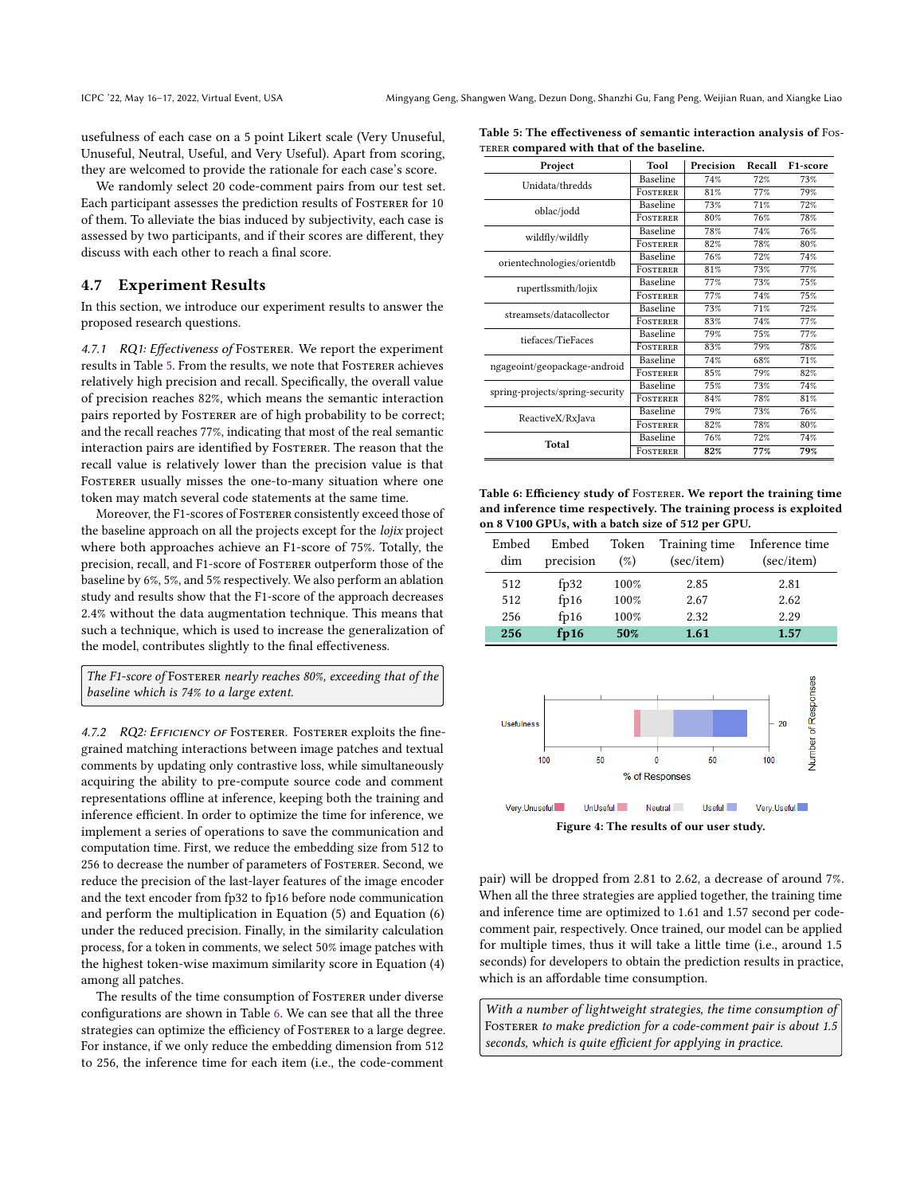usefulness of each case on a 5 point Likert scale (Very Unuseful, Unuseful, Neutral, Useful, and Very Useful). Apart from scoring, they are welcomed to provide the rationale for each case's score.

We randomly select 20 code-comment pairs from our test set. Each participant assesses the prediction results of Fosterer for 10 of them. To alleviate the bias induced by subjectivity, each case is assessed by two participants, and if their scores are different, they discuss with each other to reach a final score.

## 4.7 Experiment Results

In this section, we introduce our experiment results to answer the proposed research questions.

*4.7.1 RQ1: Effectiveness of* Fosterer. We report the experiment results in Table 5. From the results, we note that Fosterer achieves relatively high precision and recall. Specifically, the overall value of precision reaches 82%, which means the semantic interaction pairs reported by Fosterer are of high probability to be correct; and the recall reaches 77%, indicating that most of the real semantic interaction pairs are identified by Fosterer. The reason that the recall value is relatively lower than the precision value is that Fosterer usually misses the one-to-many situation where one token may match several code statements at the same time.

Moreover, the F1-scores of Fosterer consistently exceed those of the baseline approach on all the projects except for the *lojix* project where both approaches achieve an F1-score of 75%. Totally, the precision, recall, and F1-score of Fosterer outperform those of the baseline by 6%, 5%, and 5% respectively. We also perform an ablation study and results show that the F1-score of the approach decreases 2.4% without the data augmentation technique. This means that such a technique, which is used to increase the generalization of the model, contributes slightly to the final effectiveness.

> *The F1-score of* Fosterer *nearly reaches 80%, exceeding that of the baseline which is 74% to a large extent.*

*4.7.2 RQ2: Efficiency of* Fosterer. Fosterer exploits the fine-grained matching interactions between image patches and textual comments by updating only contrastive loss, while simultaneously acquiring the ability to pre-compute source code and comment representations offline at inference, keeping both the training and inference efficient. In order to optimize the time for inference, we implement a series of operations to save the communication and computation time. First, we reduce the embedding size from 512 to 256 to decrease the number of parameters of Fosterer. Second, we reduce the precision of the last-layer features of the image encoder and the text encoder from fp32 to fp16 before node communication and perform the multiplication in Equation (5) and Equation (6) under the reduced precision. Finally, in the similarity calculation process, for a token in comments, we select 50% image patches with the highest token-wise maximum similarity score in Equation (4) among all patches.

The results of the time consumption of Fosterer under diverse configurations are shown in Table 6. We can see that all the three strategies can optimize the efficiency of Fosterer to a large degree. For instance, if we only reduce the embedding dimension from 512 to 256, the inference time for each item (i.e., the code-comment pair) will be dropped from 2.81 to 2.62, a decrease of around 7%. When all the three strategies are applied together, the training time and inference time are optimized to 1.61 and 1.57 second per code-comment pair, respectively. Once trained, our model can be applied for multiple times, thus it will take a little time (i.e., around 1.5 seconds) for developers to obtain the prediction results in practice, which is an affordable time consumption.

> *With a number of lightweight strategies, the time consumption of* Fosterer *to make prediction for a code-comment pair is about 1.5 seconds, which is quite efficient for applying in practice.*

**Table 5: The effectiveness of semantic interaction analysis of Fosterer compared with that of the baseline.**

| Project | Tool | Precision | Recall | F1-score |
|---|---|---|---|---|
| Unidata/thredds | Baseline | 74% | 72% | 73% |
| | Fosterer | 81% | 77% | 79% |
| oblac/jodd | Baseline | 73% | 71% | 72% |
| | Fosterer | 80% | 76% | 78% |
| wildfly/wildfly | Baseline | 78% | 74% | 76% |
| | Fosterer | 82% | 78% | 80% |
| orientechnologies/orientdb | Baseline | 76% | 72% | 74% |
| | Fosterer | 81% | 73% | 77% |
| rupertlssmith/lojix | Baseline | 77% | 73% | 75% |
| | Fosterer | 77% | 74% | 75% |
| streamsets/datacollector | Baseline | 73% | 71% | 72% |
| | Fosterer | 83% | 74% | 77% |
| tiefaces/TieFaces | Baseline | 79% | 75% | 77% |
| | Fosterer | 83% | 79% | 78% |
| ngageoint/geopackage-android | Baseline | 74% | 68% | 71% |
| | Fosterer | 85% | 79% | 82% |
| spring-projects/spring-security | Baseline | 75% | 73% | 74% |
| | Fosterer | 84% | 78% | 81% |
| ReactiveX/RxJava | Baseline | 79% | 73% | 76% |
| | Fosterer | 82% | 78% | 80% |
| **Total** | Baseline | 76% | 72% | 74% |
| | Fosterer | **82%** | **77%** | **79%** |

**Table 6: Efficiency study of Fosterer. We report the training time and inference time respectively. The training process is exploited on 8 V100 GPUs, with a batch size of 512 per GPU.**

| Embed dim | Embed precision | Token (%) | Training time (sec/item) | Inference time (sec/item) |
|---|---|---|---|---|
| 512 | fp32 | 100% | 2.85 | 2.81 |
| 512 | fp16 | 100% | 2.67 | 2.62 |
| 256 | fp16 | 100% | 2.32 | 2.29 |
| **256** | **fp16** | **50%** | **1.61** | **1.57** |

**Figure 4: The results of our user study.**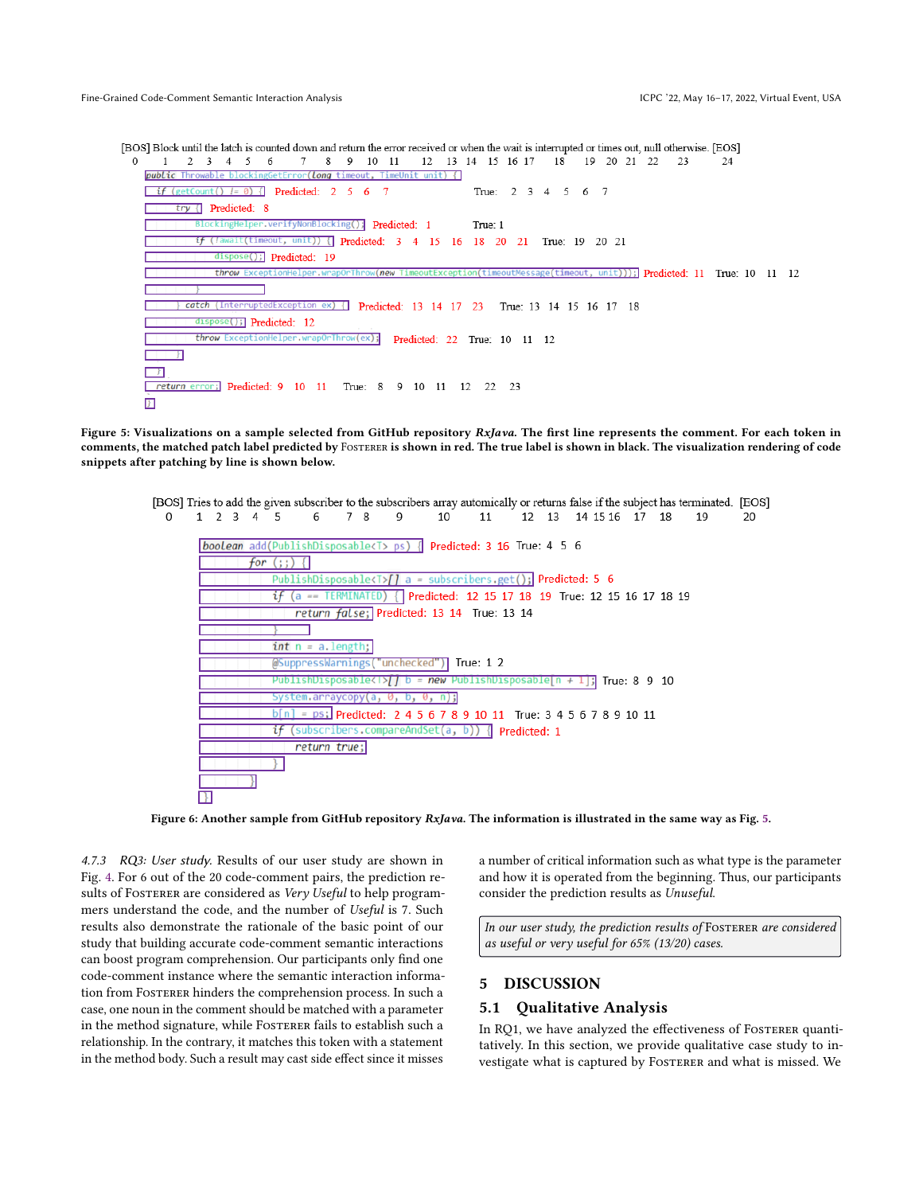[BOS] Block until the latch is counted down and return the error received or when the wait is interrupted or times out, null otherwise. [EOS]
0 1 2 3 4 5 6 7 8 9 10 11 12 13 14 15 16 17 18 19 20 21 22 23 24

```
public Throwable blockingGetError(long timeout, TimeUnit unit) {
    if (getCount() != 0) {                          Predicted: 2 5 6 7        True: 2 3 4 5 6 7
        try {                                       Predicted: 8
            BlockingHelper.verifyNonBlocking();     Predicted: 1              True: 1
            if (!await(timeout, unit)) {            Predicted: 3 4 15 16 18 20 21    True: 19 20 21
                dispose();                          Predicted: 19
                throw ExceptionHelper.wrapOrThrow(new TimeoutException(timeoutMessage(timeout, unit)));  Predicted: 11   True: 10 11 12
            }
        } catch (InterruptedException ex) {         Predicted: 13 14 17 23    True: 13 14 15 16 17 18
            dispose();                              Predicted: 12
            throw ExceptionHelper.wrapOrThrow(ex);  Predicted: 22    True: 10 11 12
        }
    }
    return error;                                   Predicted: 9 10 11    True: 8 9 10 11 12 22 23
}
```

**Figure 5: Visualizations on a sample selected from GitHub repository *RxJava*. The first line represents the comment. For each token in comments, the matched patch label predicted by FOSTERER is shown in red. The true label is shown in black. The visualization rendering of code snippets after patching by line is shown below.**

[BOS] Tries to add the given subscriber to the subscribers array automically or returns false if the subject has terminated. [EOS]
0 1 2 3 4 5 6 7 8 9 10 11 12 13 14 15 16 17 18 19 20

```
boolean add(PublishDisposable<T> ps) {              Predicted: 3 16    True: 4 5 6
    for (;;) {
        PublishDisposable<T>[] a = subscribers.get();    Predicted: 5 6
        if (a == TERMINATED) {                      Predicted: 12 15 17 18 19    True: 12 15 16 17 18 19
            return false;                           Predicted: 13 14    True: 13 14
        }
        int n = a.length;
        @SuppressWarnings("unchecked")              True: 1 2
        PublishDisposable<T>[] b = new PublishDisposable[n + 1];    True: 8 9 10
        System.arraycopy(a, 0, b, 0, n);
        b[n] = ps;                                  Predicted: 2 4 5 6 7 8 9 10 11    True: 3 4 5 6 7 8 9 10 11
        if (subscribers.compareAndSet(a, b)) {      Predicted: 1
            return true;
        }
    }
}
```

**Figure 6: Another sample from GitHub repository *RxJava*. The information is illustrated in the same way as Fig. 5.**

#### 4.7.3 RQ3: User study.

Results of our user study are shown in Fig. 4. For 6 out of the 20 code-comment pairs, the prediction results of FOSTERER are considered as *Very Useful* to help programmers understand the code, and the number of *Useful* is 7. Such results also demonstrate the rationale of the basic point of our study that building accurate code-comment semantic interactions can boost program comprehension. Our participants only find one code-comment instance where the semantic interaction information from FOSTERER hinders the comprehension process. In such a case, one noun in the comment should be matched with a parameter in the method signature, while FOSTERER fails to establish such a relationship. In the contrary, it matches this token with a statement in the method body. Such a result may cast side effect since it misses a number of critical information such as what type is the parameter and how it is operated from the beginning. Thus, our participants consider the prediction results as *Unuseful*.

> *In our user study, the prediction results of FOSTERER are considered as useful or very useful for 65% (13/20) cases.*

## 5 DISCUSSION

### 5.1 Qualitative Analysis

In RQ1, we have analyzed the effectiveness of FOSTERER quantitatively. In this section, we provide qualitative case study to investigate what is captured by FOSTERER and what is missed. We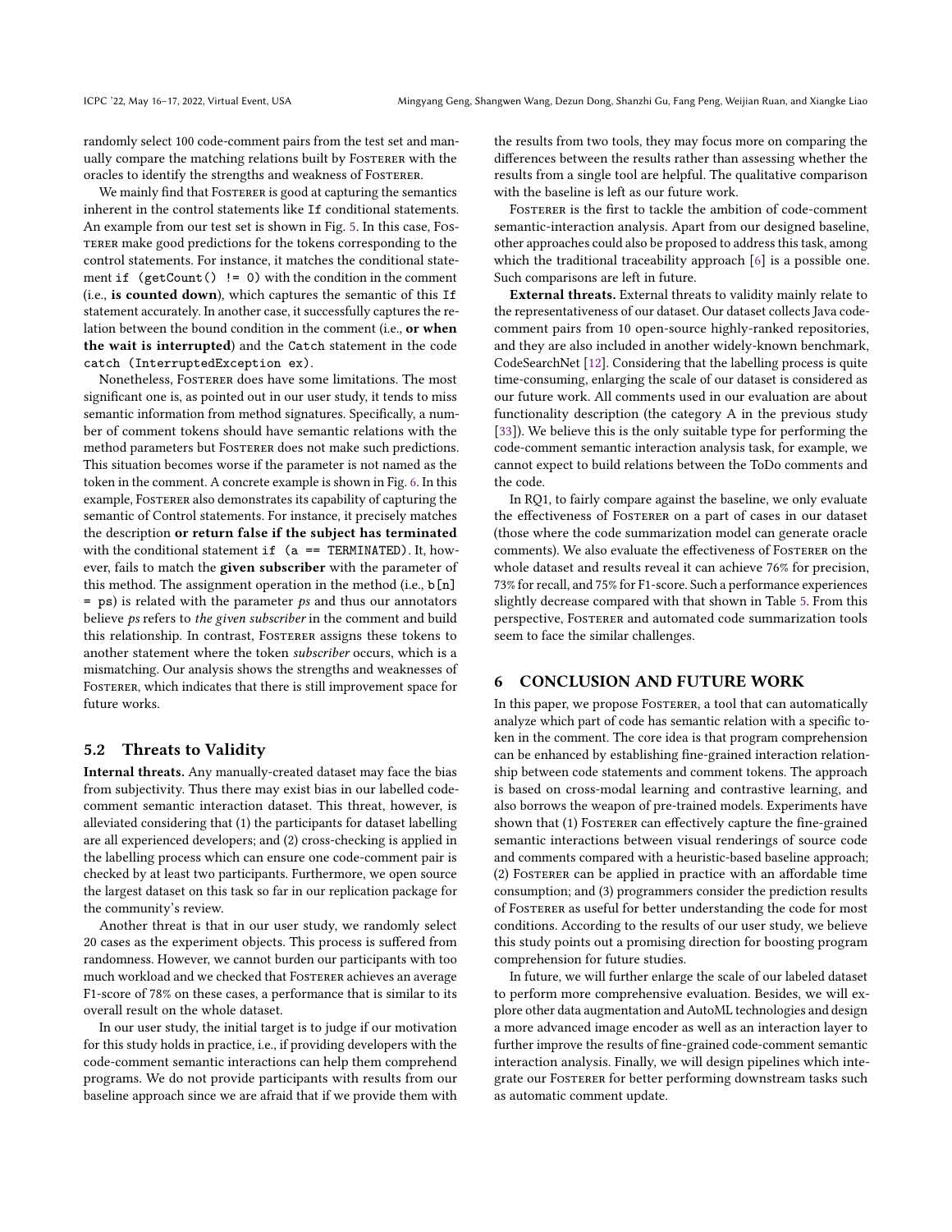randomly select 100 code-comment pairs from the test set and manually compare the matching relations built by Fosterer with the oracles to identify the strengths and weakness of Fosterer.

We mainly find that Fosterer is good at capturing the semantics inherent in the control statements like `If` conditional statements. An example from our test set is shown in Fig. 5. In this case, Fosterer make good predictions for the tokens corresponding to the control statements. For instance, it matches the conditional statement `if (getCount() != 0)` with the condition in the comment (i.e., **is counted down**), which captures the semantic of this `If` statement accurately. In another case, it successfully captures the relation between the bound condition in the comment (i.e., **or when the wait is interrupted**) and the `Catch` statement in the code `catch (InterruptedException ex)`.

Nonetheless, Fosterer does have some limitations. The most significant one is, as pointed out in our user study, it tends to miss semantic information from method signatures. Specifically, a number of comment tokens should have semantic relations with the method parameters but Fosterer does not make such predictions. This situation becomes worse if the parameter is not named as the token in the comment. A concrete example is shown in Fig. 6. In this example, Fosterer also demonstrates its capability of capturing the semantic of Control statements. For instance, it precisely matches the description **or return false if the subject has terminated** with the conditional statement `if (a == TERMINATED)`. It, however, fails to match the **given subscriber** with the parameter of this method. The assignment operation in the method (i.e., `b[n] = ps`) is related with the parameter *ps* and thus our annotators believe *ps* refers to *the given subscriber* in the comment and build this relationship. In contrast, Fosterer assigns these tokens to another statement where the token *subscriber* occurs, which is a mismatching. Our analysis shows the strengths and weaknesses of Fosterer, which indicates that there is still improvement space for future works.

## 5.2 Threats to Validity

**Internal threats.** Any manually-created dataset may face the bias from subjectivity. Thus there may exist bias in our labelled code-comment semantic interaction dataset. This threat, however, is alleviated considering that (1) the participants for dataset labelling are all experienced developers; and (2) cross-checking is applied in the labelling process which can ensure one code-comment pair is checked by at least two participants. Furthermore, we open source the largest dataset on this task so far in our replication package for the community's review.

Another threat is that in our user study, we randomly select 20 cases as the experiment objects. This process is suffered from randomness. However, we cannot burden our participants with too much workload and we checked that Fosterer achieves an average F1-score of 78% on these cases, a performance that is similar to its overall result on the whole dataset.

In our user study, the initial target is to judge if our motivation for this study holds in practice, i.e., if providing developers with the code-comment semantic interactions can help them comprehend programs. We do not provide participants with results from our baseline approach since we are afraid that if we provide them with the results from two tools, they may focus more on comparing the differences between the results rather than assessing whether the results from a single tool are helpful. The qualitative comparison with the baseline is left as our future work.

Fosterer is the first to tackle the ambition of code-comment semantic-interaction analysis. Apart from our designed baseline, other approaches could also be proposed to address this task, among which the traditional traceability approach [6] is a possible one. Such comparisons are left in future.

**External threats.** External threats to validity mainly relate to the representativeness of our dataset. Our dataset collects Java code-comment pairs from 10 open-source highly-ranked repositories, and they are also included in another widely-known benchmark, CodeSearchNet [12]. Considering that the labelling process is quite time-consuming, enlarging the scale of our dataset is considered as our future work. All comments used in our evaluation are about functionality description (the category A in the previous study [33]). We believe this is the only suitable type for performing the code-comment semantic interaction analysis task, for example, we cannot expect to build relations between the ToDo comments and the code.

In RQ1, to fairly compare against the baseline, we only evaluate the effectiveness of Fosterer on a part of cases in our dataset (those where the code summarization model can generate oracle comments). We also evaluate the effectiveness of Fosterer on the whole dataset and results reveal it can achieve 76% for precision, 73% for recall, and 75% for F1-score. Such a performance experiences slightly decrease compared with that shown in Table 5. From this perspective, Fosterer and automated code summarization tools seem to face the similar challenges.

# 6 CONCLUSION AND FUTURE WORK

In this paper, we propose Fosterer, a tool that can automatically analyze which part of code has semantic relation with a specific token in the comment. The core idea is that program comprehension can be enhanced by establishing fine-grained interaction relationship between code statements and comment tokens. The approach is based on cross-modal learning and contrastive learning, and also borrows the weapon of pre-trained models. Experiments have shown that (1) Fosterer can effectively capture the fine-grained semantic interactions between visual renderings of source code and comments compared with a heuristic-based baseline approach; (2) Fosterer can be applied in practice with an affordable time consumption; and (3) programmers consider the prediction results of Fosterer as useful for better understanding the code for most conditions. According to the results of our user study, we believe this study points out a promising direction for boosting program comprehension for future studies.

In future, we will further enlarge the scale of our labeled dataset to perform more comprehensive evaluation. Besides, we will explore other data augmentation and AutoML technologies and design a more advanced image encoder as well as an interaction layer to further improve the results of fine-grained code-comment semantic interaction analysis. Finally, we will design pipelines which integrate our Fosterer for better performing downstream tasks such as automatic comment update.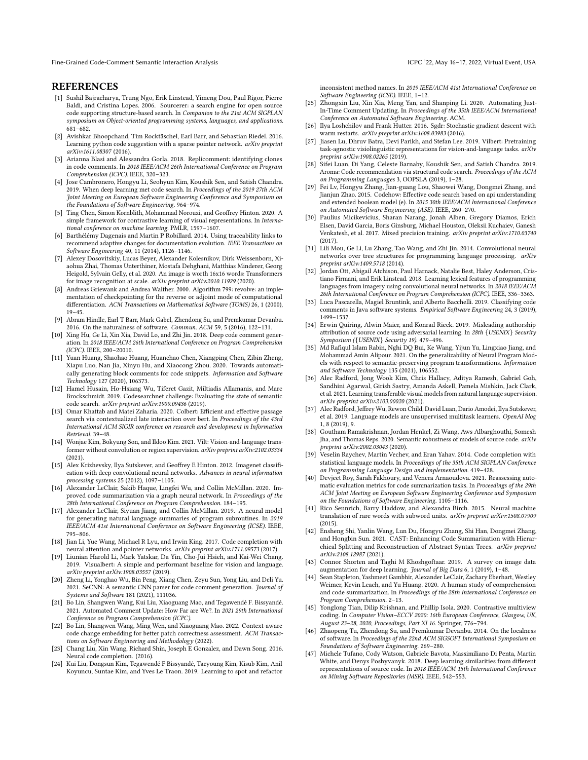## REFERENCES

- [1] Sushil Bajracharya, Trung Ngo, Erik Linstead, Yimeng Dou, Paul Rigor, Pierre Baldi, and Cristina Lopes. 2006. Sourcerer: a search engine for open source code supporting structure-based search. In *Companion to the 21st ACM SIGPLAN symposium on Object-oriented programming systems, languages, and applications*. 681–682.
- [2] Avishkar Bhoopchand, Tim Rocktäschel, Earl Barr, and Sebastian Riedel. 2016. Learning python code suggestion with a sparse pointer network. *arXiv preprint arXiv:1611.08307* (2016).
- [3] Arianna Blasi and Alessandra Gorla. 2018. Replicomment: identifying clones in code comments. In *2018 IEEE/ACM 26th International Conference on Program Comprehension (ICPC)*. IEEE, 320–323.
- [4] Jose Cambronero, Hongyu Li, Seohyun Kim, Koushik Sen, and Satish Chandra. 2019. When deep learning met code search. In *Proceedings of the 2019 27th ACM Joint Meeting on European Software Engineering Conference and Symposium on the Foundations of Software Engineering*. 964–974.
- [5] Ting Chen, Simon Kornblith, Mohammad Norouzi, and Geoffrey Hinton. 2020. A simple framework for contrastive learning of visual representations. In *International conference on machine learning*. PMLR, 1597–1607.
- [6] Barthélémy Dagenais and Martin P Robillard. 2014. Using traceability links to recommend adaptive changes for documentation evolution. *IEEE Transactions on Software Engineering* 40, 11 (2014), 1126–1146.
- [7] Alexey Dosovitskiy, Lucas Beyer, Alexander Kolesnikov, Dirk Weissenborn, Xiaohua Zhai, Thomas Unterthiner, Mostafa Dehghani, Matthias Minderer, Georg Heigold, Sylvain Gelly, et al. 2020. An image is worth 16x16 words: Transformers for image recognition at scale. *arXiv preprint arXiv:2010.11929* (2020).
- [8] Andreas Griewank and Andrea Walther. 2000. Algorithm 799: revolve: an implementation of checkpointing for the reverse or adjoint mode of computational differentiation. *ACM Transactions on Mathematical Software (TOMS)* 26, 1 (2000), 19–45.
- [9] Abram Hindle, Earl T Barr, Mark Gabel, Zhendong Su, and Premkumar Devanbu. 2016. On the naturalness of software. *Commun. ACM* 59, 5 (2016), 122–131.
- [10] Xing Hu, Ge Li, Xin Xia, David Lo, and Zhi Jin. 2018. Deep code comment generation. In *2018 IEEE/ACM 26th International Conference on Program Comprehension (ICPC)*. IEEE, 200–20010.
- [11] Yuan Huang, Shaohao Huang, Huanchao Chen, Xiangping Chen, Zibin Zheng, Xiapu Luo, Nan Jia, Xinyu Hu, and Xiaocong Zhou. 2020. Towards automatically generating block comments for code snippets. *Information and Software Technology* 127 (2020), 106373.
- [12] Hamel Husain, Ho-Hsiang Wu, Tiferet Gazit, Miltiadis Allamanis, and Marc Brockschmidt. 2019. Codesearchnet challenge: Evaluating the state of semantic code search. *arXiv preprint arXiv:1909.09436* (2019).
- [13] Omar Khattab and Matei Zaharia. 2020. Colbert: Efficient and effective passage search via contextualized late interaction over bert. In *Proceedings of the 43rd International ACM SIGIR conference on research and development in Information Retrieval*. 39–48.
- [14] Wonjae Kim, Bokyung Son, and Ildoo Kim. 2021. Vilt: Vision-and-language transformer without convolution or region supervision. *arXiv preprint arXiv:2102.03334* (2021).
- [15] Alex Krizhevsky, Ilya Sutskever, and Geoffrey E Hinton. 2012. Imagenet classification with deep convolutional neural networks. *Advances in neural information processing systems* 25 (2012), 1097–1105.
- [16] Alexander LeClair, Sakib Haque, Lingfei Wu, and Collin McMillan. 2020. Improved code summarization via a graph neural network. In *Proceedings of the 28th International Conference on Program Comprehension*. 184–195.
- [17] Alexander LeClair, Siyuan Jiang, and Collin McMillan. 2019. A neural model for generating natural language summaries of program subroutines. In *2019 IEEE/ACM 41st International Conference on Software Engineering (ICSE)*. IEEE, 795–806.
- [18] Jian Li, Yue Wang, Michael R Lyu, and Irwin King. 2017. Code completion with neural attention and pointer networks. *arXiv preprint arXiv:1711.09573* (2017).
- [19] Liunian Harold Li, Mark Yatskar, Da Yin, Cho-Jui Hsieh, and Kai-Wei Chang. 2019. Visualbert: A simple and performant baseline for vision and language. *arXiv preprint arXiv:1908.03557* (2019).
- [20] Zheng Li, Yonghao Wu, Bin Peng, Xiang Chen, Zeyu Sun, Yong Liu, and Deli Yu. 2021. SeCNN: A semantic CNN parser for code comment generation. *Journal of Systems and Software* 181 (2021), 111036.
- [21] Bo Lin, Shangwen Wang, Kui Liu, Xiaoguang Mao, and Tegawendé F. Bissyandé. 2021. Automated Comment Update: How Far are We?. In *2021 29th International Conference on Program Comprehension (ICPC)*.
- [22] Bo Lin, Shangwen Wang, Ming Wen, and Xiaoguang Mao. 2022. Context-aware code change embedding for better patch correctness assessment. *ACM Transactions on Software Engineering and Methodology* (2022).
- [23] Chang Liu, Xin Wang, Richard Shin, Joseph E Gonzalez, and Dawn Song. 2016. Neural code completion. (2016).
- [24] Kui Liu, Dongsun Kim, Tegawendé F Bissyandé, Taeyoung Kim, Kisub Kim, Anil Koyuncu, Suntae Kim, and Yves Le Traon. 2019. Learning to spot and refactor inconsistent method names. In *2019 IEEE/ACM 41st International Conference on Software Engineering (ICSE)*. IEEE, 1–12.
- [25] Zhongxin Liu, Xin Xia, Meng Yan, and Shanping Li. 2020. Automating Just-In-Time Comment Updating. In *Proceedings of the 35th IEEE/ACM International Conference on Automated Software Engineering*. ACM.
- [26] Ilya Loshchilov and Frank Hutter. 2016. Sgdr: Stochastic gradient descent with warm restarts. *arXiv preprint arXiv:1608.03983* (2016).
- [27] Jiasen Lu, Dhruv Batra, Devi Parikh, and Stefan Lee. 2019. Vilbert: Pretraining task-agnostic visiolinguistic representations for vision-and-language tasks. *arXiv preprint arXiv:1908.02265* (2019).
- [28] Sifei Luan, Di Yang, Celeste Barnaby, Koushik Sen, and Satish Chandra. 2019. Aroma: Code recommendation via structural code search. *Proceedings of the ACM on Programming Languages* 3, OOPSLA (2019), 1–28.
- [29] Fei Lv, Hongyu Zhang, Jian-guang Lou, Shaowei Wang, Dongmei Zhang, and Jianjun Zhao. 2015. Codehow: Effective code search based on api understanding and extended boolean model (e). In *2015 30th IEEE/ACM International Conference on Automated Software Engineering (ASE)*. IEEE, 260–270.
- [30] Paulius Micikevicius, Sharan Narang, Jonah Alben, Gregory Diamos, Erich Elsen, David Garcia, Boris Ginsburg, Michael Houston, Oleksii Kuchaiev, Ganesh Venkatesh, et al. 2017. Mixed precision training. *arXiv preprint arXiv:1710.03740* (2017).
- [31] Lili Mou, Ge Li, Lu Zhang, Tao Wang, and Zhi Jin. 2014. Convolutional neural networks over tree structures for programming language processing. *arXiv preprint arXiv:1409.5718* (2014).
- [32] Jordan Ott, Abigail Atchison, Paul Harnack, Natalie Best, Haley Anderson, Cristiano Firmani, and Erik Linstead. 2018. Learning lexical features of programming languages from imagery using convolutional neural networks. In *2018 IEEE/ACM 26th International Conference on Program Comprehension (ICPC)*. IEEE, 336–3363.
- [33] Luca Pascarella, Magiel Bruntink, and Alberto Bacchelli. 2019. Classifying code comments in Java software systems. *Empirical Software Engineering* 24, 3 (2019), 1499–1537.
- [34] Erwin Quiring, Alwin Maier, and Konrad Rieck. 2019. Misleading authorship attribution of source code using adversarial learning. In *28th {USENIX} Security Symposium ({USENIX} Security 19)*. 479–496.
- [35] Md Rafiqul Islam Rabin, Nghi DQ Bui, Ke Wang, Yijun Yu, Lingxiao Jiang, and Mohammad Amin Alipour. 2021. On the generalizability of Neural Program Models with respect to semantic-preserving program transformations. *Information and Software Technology* 135 (2021), 106552.
- [36] Alec Radford, Jong Wook Kim, Chris Hallacy, Aditya Ramesh, Gabriel Goh, Sandhini Agarwal, Girish Sastry, Amanda Askell, Pamela Mishkin, Jack Clark, et al. 2021. Learning transferable visual models from natural language supervision. *arXiv preprint arXiv:2103.00020* (2021).
- [37] Alec Radford, Jeffrey Wu, Rewon Child, David Luan, Dario Amodei, Ilya Sutskever, et al. 2019. Language models are unsupervised multitask learners. *OpenAI blog* 1, 8 (2019), 9.
- [38] Goutham Ramakrishnan, Jordan Henkel, Zi Wang, Aws Albarghouthi, Somesh Jha, and Thomas Reps. 2020. Semantic robustness of models of source code. *arXiv preprint arXiv:2002.03043* (2020).
- [39] Veselin Raychev, Martin Vechev, and Eran Yahav. 2014. Code completion with statistical language models. In *Proceedings of the 35th ACM SIGPLAN Conference on Programming Language Design and Implementation*. 419–428.
- [40] Devjeet Roy, Sarah Fakhoury, and Venera Arnaoudova. 2021. Reassessing automatic evaluation metrics for code summarization tasks. In *Proceedings of the 29th ACM Joint Meeting on European Software Engineering Conference and Symposium on the Foundations of Software Engineering*. 1105–1116.
- [41] Rico Sennrich, Barry Haddow, and Alexandra Birch. 2015. Neural machine translation of rare words with subword units. *arXiv preprint arXiv:1508.07909* (2015).
- [42] Ensheng Shi, Yanlin Wang, Lun Du, Hongyu Zhang, Shi Han, Dongmei Zhang, and Hongbin Sun. 2021. CAST: Enhancing Code Summarization with Hierarchical Splitting and Reconstruction of Abstract Syntax Trees. *arXiv preprint arXiv:2108.12987* (2021).
- [43] Connor Shorten and Taghi M Khoshgoftaar. 2019. A survey on image data augmentation for deep learning. *Journal of Big Data* 6, 1 (2019), 1–48.
- [44] Sean Stapleton, Yashmeet Gambhir, Alexander LeClair, Zachary Eberhart, Westley Weimer, Kevin Leach, and Yu Huang. 2020. A human study of comprehension and code summarization. In *Proceedings of the 28th International Conference on Program Comprehension*. 2–13.
- [45] Yonglong Tian, Dilip Krishnan, and Phillip Isola. 2020. Contrastive multiview coding. In *Computer Vision–ECCV 2020: 16th European Conference, Glasgow, UK, August 23–28, 2020, Proceedings, Part XI 16*. Springer, 776–794.
- [46] Zhaopeng Tu, Zhendong Su, and Premkumar Devanbu. 2014. On the localness of software. In *Proceedings of the 22nd ACM SIGSOFT International Symposium on Foundations of Software Engineering*. 269–280.
- [47] Michele Tufano, Cody Watson, Gabriele Bavota, Massimiliano Di Penta, Martin White, and Denys Poshyvanyk. 2018. Deep learning similarities from different representations of source code. In *2018 IEEE/ACM 15th International Conference on Mining Software Repositories (MSR)*. IEEE, 542–553.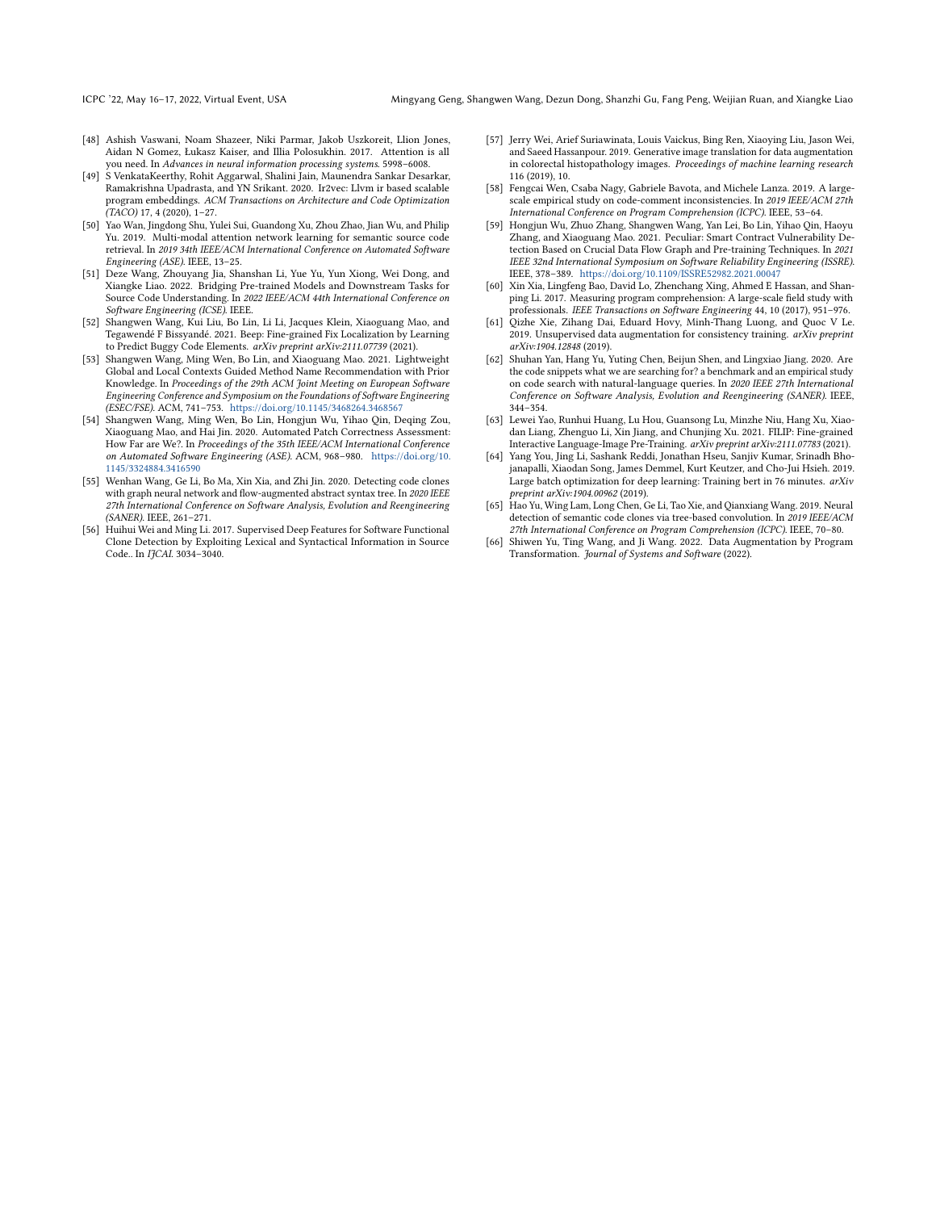[48] Ashish Vaswani, Noam Shazeer, Niki Parmar, Jakob Uszkoreit, Llion Jones, Aidan N Gomez, Łukasz Kaiser, and Illia Polosukhin. 2017. Attention is all you need. In *Advances in neural information processing systems*. 5998–6008.

[49] S VenkataKeerthy, Rohit Aggarwal, Shalini Jain, Maunendra Sankar Desarkar, Ramakrishna Upadrasta, and YN Srikant. 2020. Ir2vec: Llvm ir based scalable program embeddings. *ACM Transactions on Architecture and Code Optimization (TACO)* 17, 4 (2020), 1–27.

[50] Yao Wan, Jingdong Shu, Yulei Sui, Guandong Xu, Zhou Zhao, Jian Wu, and Philip Yu. 2019. Multi-modal attention network learning for semantic source code retrieval. In *2019 34th IEEE/ACM International Conference on Automated Software Engineering (ASE)*. IEEE, 13–25.

[51] Deze Wang, Zhouyang Jia, Shanshan Li, Yue Yu, Yun Xiong, Wei Dong, and Xiangke Liao. 2022. Bridging Pre-trained Models and Downstream Tasks for Source Code Understanding. In *2022 IEEE/ACM 44th International Conference on Software Engineering (ICSE)*. IEEE.

[52] Shangwen Wang, Kui Liu, Bo Lin, Li Li, Jacques Klein, Xiaoguang Mao, and Tegawendé F Bissyandé. 2021. Beep: Fine-grained Fix Localization by Learning to Predict Buggy Code Elements. *arXiv preprint arXiv:2111.07739* (2021).

[53] Shangwen Wang, Ming Wen, Bo Lin, and Xiaoguang Mao. 2021. Lightweight Global and Local Contexts Guided Method Name Recommendation with Prior Knowledge. In *Proceedings of the 29th ACM Joint Meeting on European Software Engineering Conference and Symposium on the Foundations of Software Engineering (ESEC/FSE)*. ACM, 741–753. https://doi.org/10.1145/3468264.3468567

[54] Shangwen Wang, Ming Wen, Bo Lin, Hongjun Wu, Yihao Qin, Deqing Zou, Xiaoguang Mao, and Hai Jin. 2020. Automated Patch Correctness Assessment: How Far are We?. In *Proceedings of the 35th IEEE/ACM International Conference on Automated Software Engineering (ASE)*. ACM, 968–980. https://doi.org/10.1145/3324884.3416590

[55] Wenhan Wang, Ge Li, Bo Ma, Xin Xia, and Zhi Jin. 2020. Detecting code clones with graph neural network and flow-augmented abstract syntax tree. In *2020 IEEE 27th International Conference on Software Analysis, Evolution and Reengineering (SANER)*. IEEE, 261–271.

[56] Huihui Wei and Ming Li. 2017. Supervised Deep Features for Software Functional Clone Detection by Exploiting Lexical and Syntactical Information in Source Code.. In *IJCAI*. 3034–3040.

[57] Jerry Wei, Arief Suriawinata, Louis Vaickus, Bing Ren, Xiaoying Liu, Jason Wei, and Saeed Hassanpour. 2019. Generative image translation for data augmentation in colorectal histopathology images. *Proceedings of machine learning research* 116 (2019), 10.

[58] Fengcai Wen, Csaba Nagy, Gabriele Bavota, and Michele Lanza. 2019. A large-scale empirical study on code-comment inconsistencies. In *2019 IEEE/ACM 27th International Conference on Program Comprehension (ICPC)*. IEEE, 53–64.

[59] Hongjun Wu, Zhuo Zhang, Shangwen Wang, Yan Lei, Bo Lin, Yihao Qin, Haoyu Zhang, and Xiaoguang Mao. 2021. Peculiar: Smart Contract Vulnerability Detection Based on Crucial Data Flow Graph and Pre-training Techniques. In *2021 IEEE 32nd International Symposium on Software Reliability Engineering (ISSRE)*. IEEE, 378–389. https://doi.org/10.1109/ISSRE52982.2021.00047

[60] Xin Xia, Lingfeng Bao, David Lo, Zhenchang Xing, Ahmed E Hassan, and Shanping Li. 2017. Measuring program comprehension: A large-scale field study with professionals. *IEEE Transactions on Software Engineering* 44, 10 (2017), 951–976.

[61] Qizhe Xie, Zihang Dai, Eduard Hovy, Minh-Thang Luong, and Quoc V Le. 2019. Unsupervised data augmentation for consistency training. *arXiv preprint arXiv:1904.12848* (2019).

[62] Shuhan Yan, Hang Yu, Yuting Chen, Beijun Shen, and Lingxiao Jiang. 2020. Are the code snippets what we are searching for? a benchmark and an empirical study on code search with natural-language queries. In *2020 IEEE 27th International Conference on Software Analysis, Evolution and Reengineering (SANER)*. IEEE, 344–354.

[63] Lewei Yao, Runhui Huang, Lu Hou, Guansong Lu, Minzhe Niu, Hang Xu, Xiaodan Liang, Zhenguo Li, Xin Jiang, and Chunjing Xu. 2021. FILIP: Fine-grained Interactive Language-Image Pre-Training. *arXiv preprint arXiv:2111.07783* (2021).

[64] Yang You, Jing Li, Sashank Reddi, Jonathan Hseu, Sanjiv Kumar, Srinadh Bhojanapalli, Xiaodan Song, James Demmel, Kurt Keutzer, and Cho-Jui Hsieh. 2019. Large batch optimization for deep learning: Training bert in 76 minutes. *arXiv preprint arXiv:1904.00962* (2019).

[65] Hao Yu, Wing Lam, Long Chen, Ge Li, Tao Xie, and Qianxiang Wang. 2019. Neural detection of semantic code clones via tree-based convolution. In *2019 IEEE/ACM 27th International Conference on Program Comprehension (ICPC)*. IEEE, 70–80.

[66] Shiwen Yu, Ting Wang, and Ji Wang. 2022. Data Augmentation by Program Transformation. *Journal of Systems and Software* (2022).